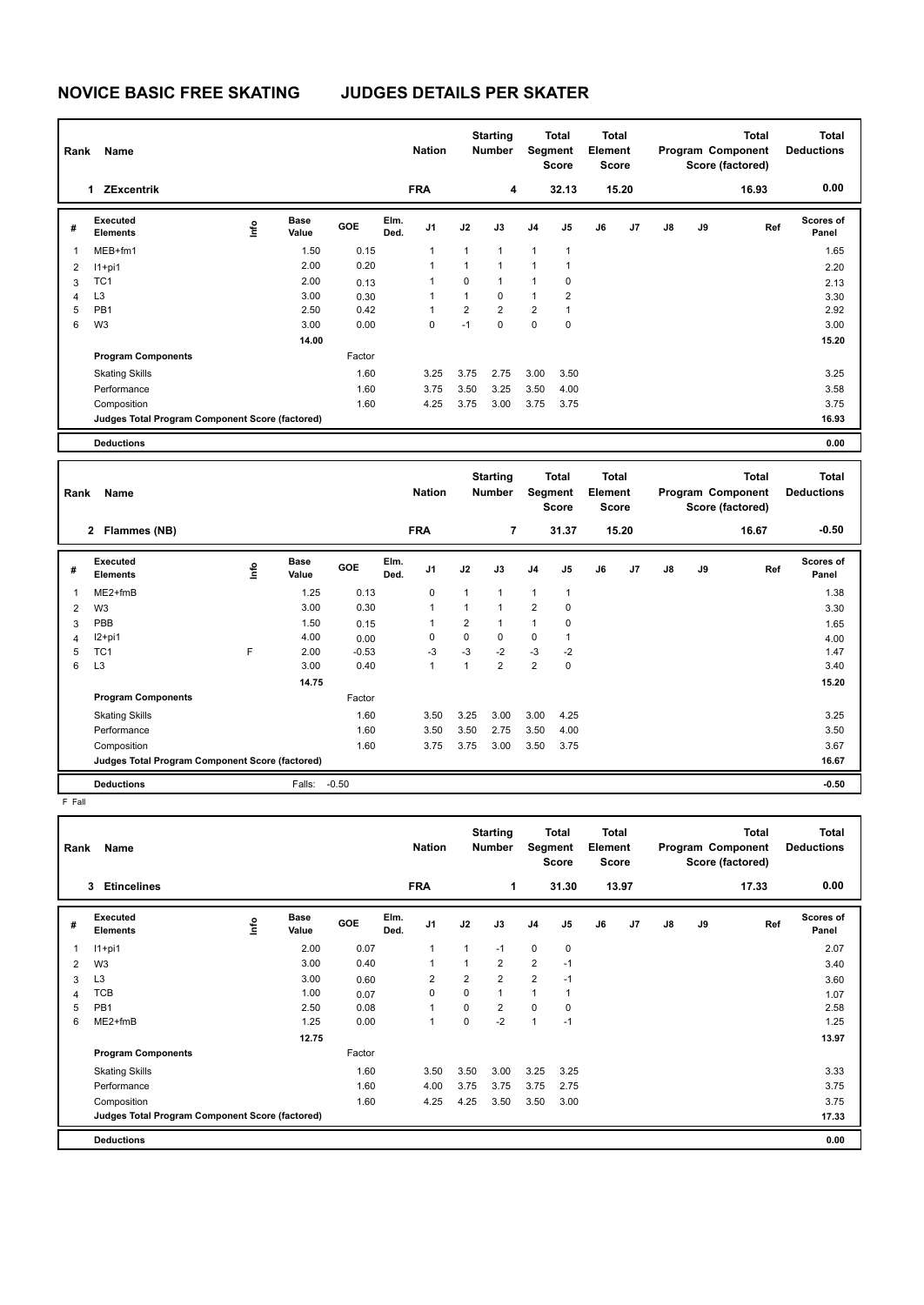# NOVICE BASIC FREE SKATING JUDGES DETAILS PER SKATER

| Rank | Name | Nation | Starting Number | Total Segment Score | Total Element Score | Total Program Component Score (factored) | Total Deductions |
|---|---|---|---|---|---|---|---|
| 1 | ZExcentrik | FRA | 4 | 32.13 | 15.20 | 16.93 | 0.00 |

| # | Executed Elements | Info | Base Value | GOE | Elm. Ded. | J1 | J2 | J3 | J4 | J5 | J6 | J7 | J8 | J9 | Ref | Scores of Panel |
|---|---|---|---|---|---|---|---|---|---|---|---|---|---|---|---|---|
| 1 | MEB+fm1 | | 1.50 | 0.15 | | 1 | 1 | 1 | 1 | 1 | | | | | | 1.65 |
| 2 | I1+pi1 | | 2.00 | 0.20 | | 1 | 1 | 1 | 1 | 1 | | | | | | 2.20 |
| 3 | TC1 | | 2.00 | 0.13 | | 1 | 0 | 1 | 1 | 0 | | | | | | 2.13 |
| 4 | L3 | | 3.00 | 0.30 | | 1 | 1 | 0 | 1 | 2 | | | | | | 3.30 |
| 5 | PB1 | | 2.50 | 0.42 | | 1 | 2 | 2 | 2 | 1 | | | | | | 2.92 |
| 6 | W3 | | 3.00 | 0.00 | | 0 | -1 | 0 | 0 | 0 | | | | | | 3.00 |
| | | | 14.00 | | | | | | | | | | | | | 15.20 |
| | **Program Components** | | | Factor | | | | | | | | | | | | |
| | Skating Skills | | | 1.60 | | 3.25 | 3.75 | 2.75 | 3.00 | 3.50 | | | | | | 3.25 |
| | Performance | | | 1.60 | | 3.75 | 3.50 | 3.25 | 3.50 | 4.00 | | | | | | 3.58 |
| | Composition | | | 1.60 | | 4.25 | 3.75 | 3.00 | 3.75 | 3.75 | | | | | | 3.75 |
| | **Judges Total Program Component Score (factored)** | | | | | | | | | | | | | | | 16.93 |
| | **Deductions** | | | | | | | | | | | | | | | 0.00 |

| Rank | Name | Nation | Starting Number | Total Segment Score | Total Element Score | Total Program Component Score (factored) | Total Deductions |
|---|---|---|---|---|---|---|---|
| 2 | Flammes (NB) | FRA | 7 | 31.37 | 15.20 | 16.67 | -0.50 |

| # | Executed Elements | Info | Base Value | GOE | Elm. Ded. | J1 | J2 | J3 | J4 | J5 | J6 | J7 | J8 | J9 | Ref | Scores of Panel |
|---|---|---|---|---|---|---|---|---|---|---|---|---|---|---|---|---|
| 1 | ME2+fmB | | 1.25 | 0.13 | | 0 | 1 | 1 | 1 | 1 | | | | | | 1.38 |
| 2 | W3 | | 3.00 | 0.30 | | 1 | 1 | 1 | 2 | 0 | | | | | | 3.30 |
| 3 | PBB | | 1.50 | 0.15 | | 1 | 2 | 1 | 1 | 0 | | | | | | 1.65 |
| 4 | I2+pi1 | | 4.00 | 0.00 | | 0 | 0 | 0 | 0 | 1 | | | | | | 4.00 |
| 5 | TC1 | F | 2.00 | -0.53 | | -3 | -3 | -2 | -3 | -2 | | | | | | 1.47 |
| 6 | L3 | | 3.00 | 0.40 | | 1 | 1 | 2 | 2 | 0 | | | | | | 3.40 |
| | | | 14.75 | | | | | | | | | | | | | 15.20 |
| | **Program Components** | | | Factor | | | | | | | | | | | | |
| | Skating Skills | | | 1.60 | | 3.50 | 3.25 | 3.00 | 3.00 | 4.25 | | | | | | 3.25 |
| | Performance | | | 1.60 | | 3.50 | 3.50 | 2.75 | 3.50 | 4.00 | | | | | | 3.50 |
| | Composition | | | 1.60 | | 3.75 | 3.75 | 3.00 | 3.50 | 3.75 | | | | | | 3.67 |
| | **Judges Total Program Component Score (factored)** | | | | | | | | | | | | | | | 16.67 |
| | **Deductions** | | Falls: | -0.50 | | | | | | | | | | | | -0.50 |

F Fall

| Rank | Name | Nation | Starting Number | Total Segment Score | Total Element Score | Total Program Component Score (factored) | Total Deductions |
|---|---|---|---|---|---|---|---|
| 3 | Etincelines | FRA | 1 | 31.30 | 13.97 | 17.33 | 0.00 |

| # | Executed Elements | Info | Base Value | GOE | Elm. Ded. | J1 | J2 | J3 | J4 | J5 | J6 | J7 | J8 | J9 | Ref | Scores of Panel |
|---|---|---|---|---|---|---|---|---|---|---|---|---|---|---|---|---|
| 1 | I1+pi1 | | 2.00 | 0.07 | | 1 | 1 | -1 | 0 | 0 | | | | | | 2.07 |
| 2 | W3 | | 3.00 | 0.40 | | 1 | 1 | 2 | 2 | -1 | | | | | | 3.40 |
| 3 | L3 | | 3.00 | 0.60 | | 2 | 2 | 2 | 2 | -1 | | | | | | 3.60 |
| 4 | TCB | | 1.00 | 0.07 | | 0 | 0 | 1 | 1 | 1 | | | | | | 1.07 |
| 5 | PB1 | | 2.50 | 0.08 | | 1 | 0 | 2 | 0 | 0 | | | | | | 2.58 |
| 6 | ME2+fmB | | 1.25 | 0.00 | | 1 | 0 | -2 | 1 | -1 | | | | | | 1.25 |
| | | | 12.75 | | | | | | | | | | | | | 13.97 |
| | **Program Components** | | | Factor | | | | | | | | | | | | |
| | Skating Skills | | | 1.60 | | 3.50 | 3.50 | 3.00 | 3.25 | 3.25 | | | | | | 3.33 |
| | Performance | | | 1.60 | | 4.00 | 3.75 | 3.75 | 3.75 | 2.75 | | | | | | 3.75 |
| | Composition | | | 1.60 | | 4.25 | 4.25 | 3.50 | 3.50 | 3.00 | | | | | | 3.75 |
| | **Judges Total Program Component Score (factored)** | | | | | | | | | | | | | | | 17.33 |
| | **Deductions** | | | | | | | | | | | | | | | 0.00 |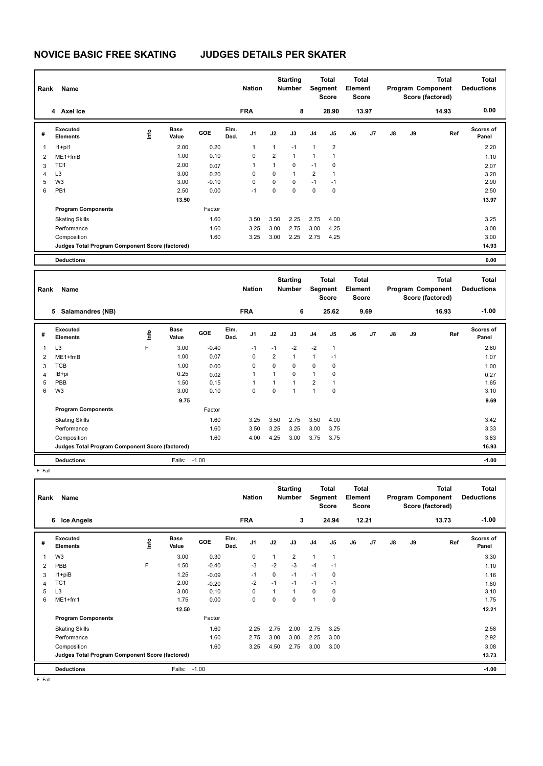# NOVICE BASIC FREE SKATING JUDGES DETAILS PER SKATER

| Rank | Name | Nation | Starting Number | Total Segment Score | Total Element Score | Total Program Component Score (factored) | Total Deductions |
|---|---|---|---|---|---|---|---|
| 4 | Axel Ice | FRA | 8 | 28.90 | 13.97 | 14.93 | 0.00 |

| # | Executed Elements | Info | Base Value | GOE | Elm. Ded. | J1 | J2 | J3 | J4 | J5 | J6 | J7 | J8 | J9 | Ref | Scores of Panel |
|---|---|---|---|---|---|---|---|---|---|---|---|---|---|---|---|---|
| 1 | I1+pi1 | | 2.00 | 0.20 | | 1 | 1 | -1 | 1 | 2 | | | | | | 2.20 |
| 2 | ME1+fmB | | 1.00 | 0.10 | | 0 | 2 | 1 | 1 | 1 | | | | | | 1.10 |
| 3 | TC1 | | 2.00 | 0.07 | | 1 | 1 | 0 | -1 | 0 | | | | | | 2.07 |
| 4 | L3 | | 3.00 | 0.20 | | 0 | 0 | 1 | 2 | 1 | | | | | | 3.20 |
| 5 | W3 | | 3.00 | -0.10 | | 0 | 0 | 0 | -1 | -1 | | | | | | 2.90 |
| 6 | PB1 | | 2.50 | 0.00 | | -1 | 0 | 0 | 0 | 0 | | | | | | 2.50 |
| | | | 13.50 | | | | | | | | | | | | | 13.97 |
| | **Program Components** | | | Factor | | | | | | | | | | | | |
| | Skating Skills | | | 1.60 | | 3.50 | 3.50 | 2.25 | 2.75 | 4.00 | | | | | | 3.25 |
| | Performance | | | 1.60 | | 3.25 | 3.00 | 2.75 | 3.00 | 4.25 | | | | | | 3.08 |
| | Composition | | | 1.60 | | 3.25 | 3.00 | 2.25 | 2.75 | 4.25 | | | | | | 3.00 |
| | **Judges Total Program Component Score (factored)** | | | | | | | | | | | | | | | 14.93 |
| | **Deductions** | | | | | | | | | | | | | | | 0.00 |

| Rank | Name | Nation | Starting Number | Total Segment Score | Total Element Score | Total Program Component Score (factored) | Total Deductions |
|---|---|---|---|---|---|---|---|
| 5 | Salamandres (NB) | FRA | 6 | 25.62 | 9.69 | 16.93 | -1.00 |

| # | Executed Elements | Info | Base Value | GOE | Elm. Ded. | J1 | J2 | J3 | J4 | J5 | J6 | J7 | J8 | J9 | Ref | Scores of Panel |
|---|---|---|---|---|---|---|---|---|---|---|---|---|---|---|---|---|
| 1 | L3 | F | 3.00 | -0.40 | | -1 | -1 | -2 | -2 | 1 | | | | | | 2.60 |
| 2 | ME1+fmB | | 1.00 | 0.07 | | 0 | 2 | 1 | 1 | -1 | | | | | | 1.07 |
| 3 | TCB | | 1.00 | 0.00 | | 0 | 0 | 0 | 0 | 0 | | | | | | 1.00 |
| 4 | IB+pi | | 0.25 | 0.02 | | 1 | 1 | 0 | 1 | 0 | | | | | | 0.27 |
| 5 | PBB | | 1.50 | 0.15 | | 1 | 1 | 1 | 2 | 1 | | | | | | 1.65 |
| 6 | W3 | | 3.00 | 0.10 | | 0 | 0 | 1 | 1 | 0 | | | | | | 3.10 |
| | | | 9.75 | | | | | | | | | | | | | 9.69 |
| | **Program Components** | | | Factor | | | | | | | | | | | | |
| | Skating Skills | | | 1.60 | | 3.25 | 3.50 | 2.75 | 3.50 | 4.00 | | | | | | 3.42 |
| | Performance | | | 1.60 | | 3.50 | 3.25 | 3.25 | 3.00 | 3.75 | | | | | | 3.33 |
| | Composition | | | 1.60 | | 4.00 | 4.25 | 3.00 | 3.75 | 3.75 | | | | | | 3.83 |
| | **Judges Total Program Component Score (factored)** | | | | | | | | | | | | | | | 16.93 |
| | **Deductions** | | Falls: | -1.00 | | | | | | | | | | | | -1.00 |

F Fall

| Rank | Name | Nation | Starting Number | Total Segment Score | Total Element Score | Total Program Component Score (factored) | Total Deductions |
|---|---|---|---|---|---|---|---|
| 6 | Ice Angels | FRA | 3 | 24.94 | 12.21 | 13.73 | -1.00 |

| # | Executed Elements | Info | Base Value | GOE | Elm. Ded. | J1 | J2 | J3 | J4 | J5 | J6 | J7 | J8 | J9 | Ref | Scores of Panel |
|---|---|---|---|---|---|---|---|---|---|---|---|---|---|---|---|---|
| 1 | W3 | | 3.00 | 0.30 | | 0 | 1 | 2 | 1 | 1 | | | | | | 3.30 |
| 2 | PBB | F | 1.50 | -0.40 | | -3 | -2 | -3 | -4 | -1 | | | | | | 1.10 |
| 3 | I1+piB | | 1.25 | -0.09 | | -1 | 0 | -1 | -1 | 0 | | | | | | 1.16 |
| 4 | TC1 | | 2.00 | -0.20 | | -2 | -1 | -1 | -1 | -1 | | | | | | 1.80 |
| 5 | L3 | | 3.00 | 0.10 | | 0 | 1 | 1 | 0 | 0 | | | | | | 3.10 |
| 6 | ME1+fm1 | | 1.75 | 0.00 | | 0 | 0 | 0 | 1 | 0 | | | | | | 1.75 |
| | | | 12.50 | | | | | | | | | | | | | 12.21 |
| | **Program Components** | | | Factor | | | | | | | | | | | | |
| | Skating Skills | | | 1.60 | | 2.25 | 2.75 | 2.00 | 2.75 | 3.25 | | | | | | 2.58 |
| | Performance | | | 1.60 | | 2.75 | 3.00 | 3.00 | 2.25 | 3.00 | | | | | | 2.92 |
| | Composition | | | 1.60 | | 3.25 | 4.50 | 2.75 | 3.00 | 3.00 | | | | | | 3.08 |
| | **Judges Total Program Component Score (factored)** | | | | | | | | | | | | | | | 13.73 |
| | **Deductions** | | Falls: | -1.00 | | | | | | | | | | | | -1.00 |

F Fall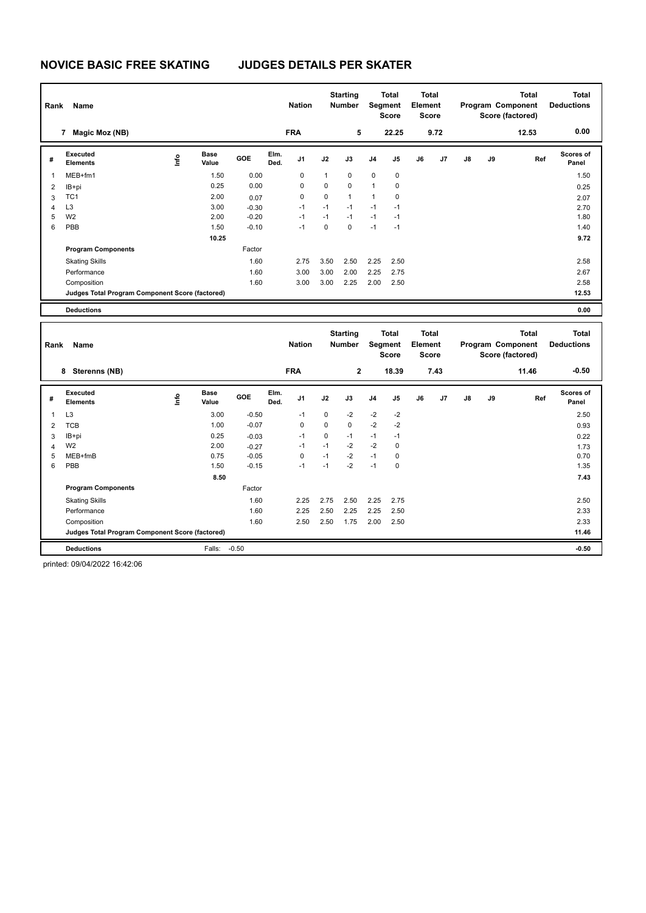# NOVICE BASIC FREE SKATING JUDGES DETAILS PER SKATER

| Rank | Name | Nation | Starting Number | Total Segment Score | Total Element Score | Total Program Component Score (factored) | Total Deductions |
|---|---|---|---|---|---|---|---|
| 7 | Magic Moz (NB) | FRA | 5 | 22.25 | 9.72 | 12.53 | 0.00 |

| # | Executed Elements | Info | Base Value | GOE | Elm. Ded. | J1 | J2 | J3 | J4 | J5 | J6 | J7 | J8 | J9 | Ref | Scores of Panel |
|---|---|---|---|---|---|---|---|---|---|---|---|---|---|---|---|---|
| 1 | MEB+fm1 | | 1.50 | 0.00 | | 0 | 1 | 0 | 0 | 0 | | | | | | 1.50 |
| 2 | IB+pi | | 0.25 | 0.00 | | 0 | 0 | 0 | 1 | 0 | | | | | | 0.25 |
| 3 | TC1 | | 2.00 | 0.07 | | 0 | 0 | 1 | 1 | 0 | | | | | | 2.07 |
| 4 | L3 | | 3.00 | -0.30 | | -1 | -1 | -1 | -1 | -1 | | | | | | 2.70 |
| 5 | W2 | | 2.00 | -0.20 | | -1 | -1 | -1 | -1 | -1 | | | | | | 1.80 |
| 6 | PBB | | 1.50 | -0.10 | | -1 | 0 | 0 | -1 | -1 | | | | | | 1.40 |
| | | | 10.25 | | | | | | | | | | | | | 9.72 |
| | **Program Components** | | | Factor | | | | | | | | | | | | |
| | Skating Skills | | | 1.60 | | 2.75 | 3.50 | 2.50 | 2.25 | 2.50 | | | | | | 2.58 |
| | Performance | | | 1.60 | | 3.00 | 3.00 | 2.00 | 2.25 | 2.75 | | | | | | 2.67 |
| | Composition | | | 1.60 | | 3.00 | 3.00 | 2.25 | 2.00 | 2.50 | | | | | | 2.58 |
| | **Judges Total Program Component Score (factored)** | | | | | | | | | | | | | | | 12.53 |
| | **Deductions** | | | | | | | | | | | | | | | 0.00 |

| Rank | Name | Nation | Starting Number | Total Segment Score | Total Element Score | Total Program Component Score (factored) | Total Deductions |
|---|---|---|---|---|---|---|---|
| 8 | Sterenns (NB) | FRA | 2 | 18.39 | 7.43 | 11.46 | -0.50 |

| # | Executed Elements | Info | Base Value | GOE | Elm. Ded. | J1 | J2 | J3 | J4 | J5 | J6 | J7 | J8 | J9 | Ref | Scores of Panel |
|---|---|---|---|---|---|---|---|---|---|---|---|---|---|---|---|---|
| 1 | L3 | | 3.00 | -0.50 | | -1 | 0 | -2 | -2 | -2 | | | | | | 2.50 |
| 2 | TCB | | 1.00 | -0.07 | | 0 | 0 | 0 | -2 | -2 | | | | | | 0.93 |
| 3 | IB+pi | | 0.25 | -0.03 | | -1 | 0 | -1 | -1 | -1 | | | | | | 0.22 |
| 4 | W2 | | 2.00 | -0.27 | | -1 | -1 | -2 | -2 | 0 | | | | | | 1.73 |
| 5 | MEB+fmB | | 0.75 | -0.05 | | 0 | -1 | -2 | -1 | 0 | | | | | | 0.70 |
| 6 | PBB | | 1.50 | -0.15 | | -1 | -1 | -2 | -1 | 0 | | | | | | 1.35 |
| | | | 8.50 | | | | | | | | | | | | | 7.43 |
| | **Program Components** | | | Factor | | | | | | | | | | | | |
| | Skating Skills | | | 1.60 | | 2.25 | 2.75 | 2.50 | 2.25 | 2.75 | | | | | | 2.50 |
| | Performance | | | 1.60 | | 2.25 | 2.50 | 2.25 | 2.25 | 2.50 | | | | | | 2.33 |
| | Composition | | | 1.60 | | 2.50 | 2.50 | 1.75 | 2.00 | 2.50 | | | | | | 2.33 |
| | **Judges Total Program Component Score (factored)** | | | | | | | | | | | | | | | 11.46 |
| | **Deductions** | | Falls: | -0.50 | | | | | | | | | | | | -0.50 |

printed: 09/04/2022 16:42:06